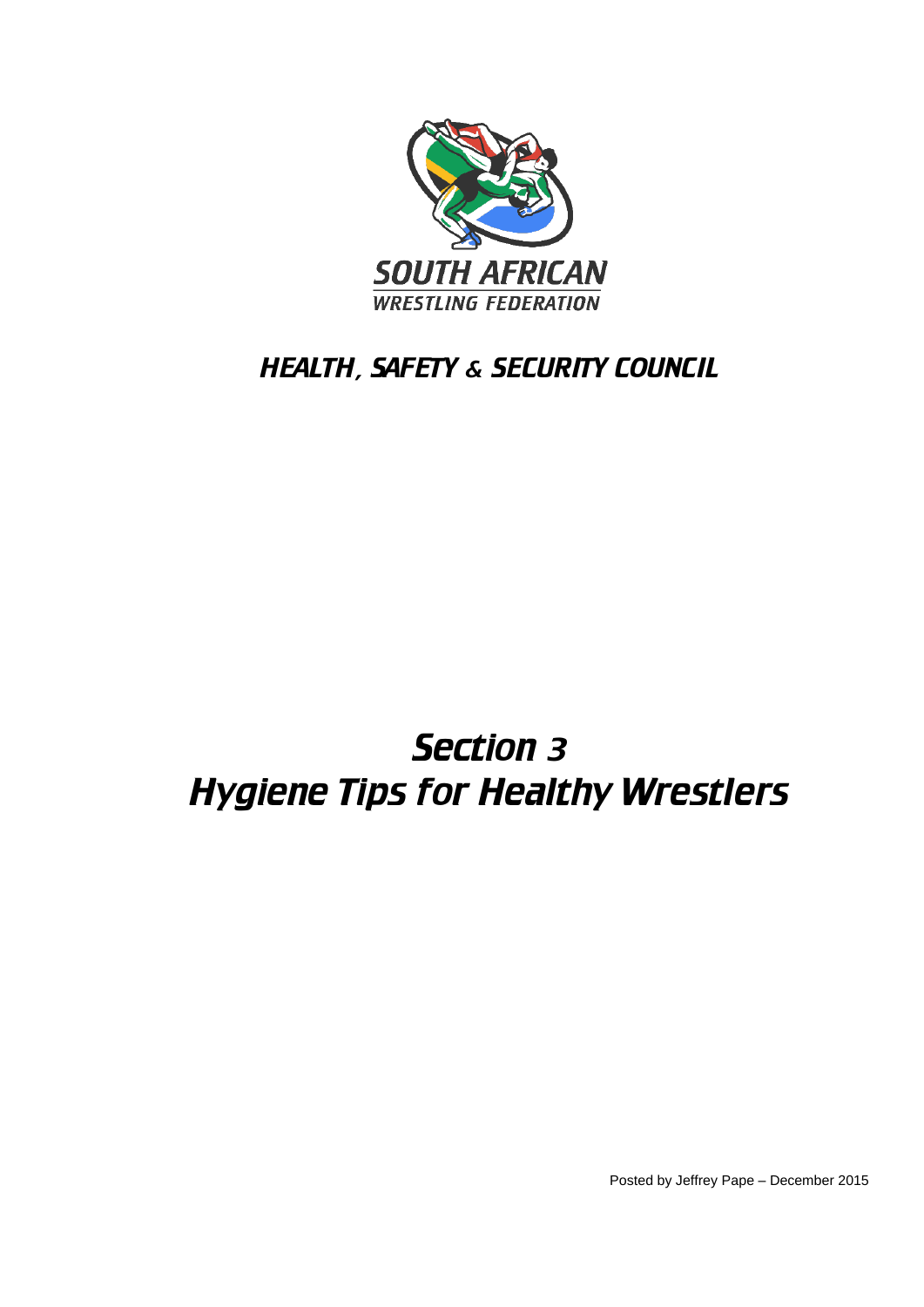SOUTH AFRICAN
WRESTLING FEDERATION

## *HEALTH, SAFETY & SECURITY COUNCIL*

# *Section 3*
# *Hygiene Tips for Healthy Wrestlers*

Posted by Jeffrey Pape – December 2015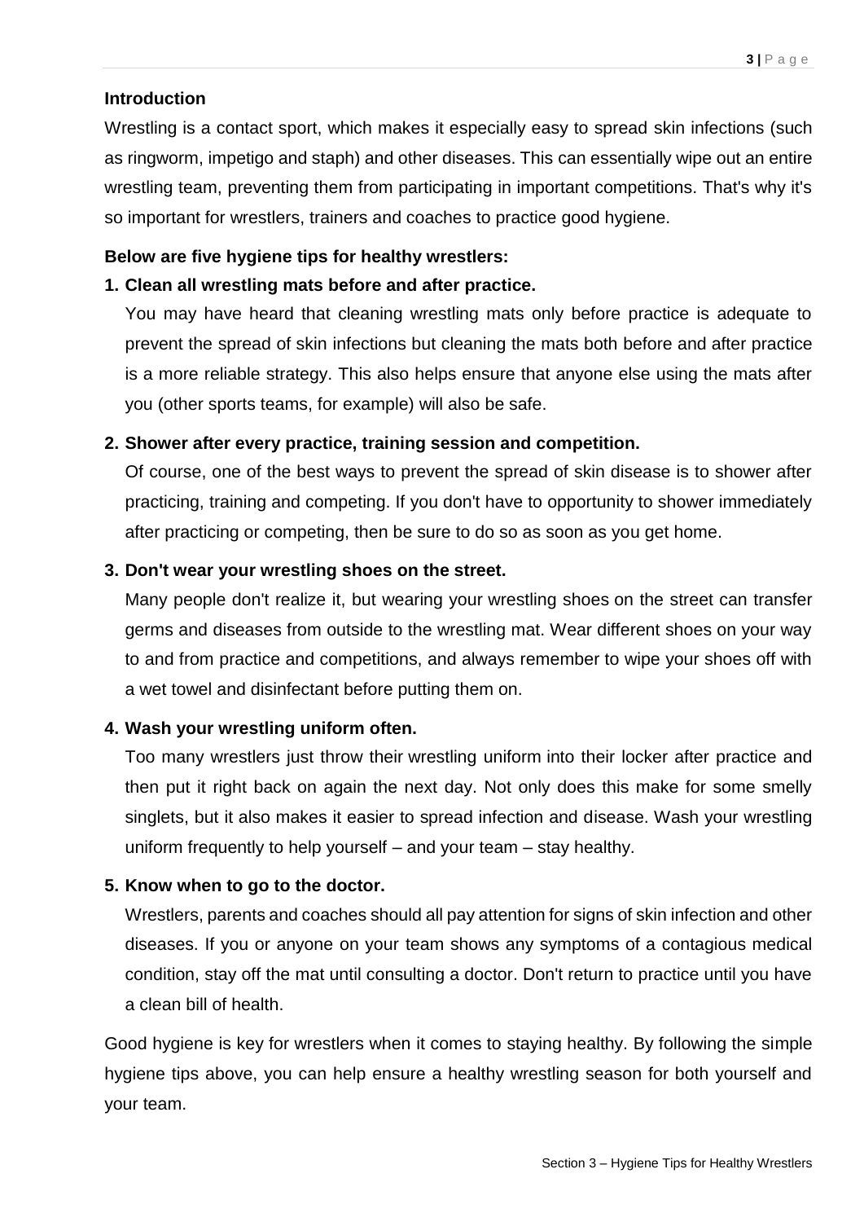## Introduction

Wrestling is a contact sport, which makes it especially easy to spread skin infections (such as ringworm, impetigo and staph) and other diseases. This can essentially wipe out an entire wrestling team, preventing them from participating in important competitions. That's why it's so important for wrestlers, trainers and coaches to practice good hygiene.

**Below are five hygiene tips for healthy wrestlers:**

1. **Clean all wrestling mats before and after practice.**

   You may have heard that cleaning wrestling mats only before practice is adequate to prevent the spread of skin infections but cleaning the mats both before and after practice is a more reliable strategy. This also helps ensure that anyone else using the mats after you (other sports teams, for example) will also be safe.

2. **Shower after every practice, training session and competition.**

   Of course, one of the best ways to prevent the spread of skin disease is to shower after practicing, training and competing. If you don't have to opportunity to shower immediately after practicing or competing, then be sure to do so as soon as you get home.

3. **Don't wear your wrestling shoes on the street.**

   Many people don't realize it, but wearing your wrestling shoes on the street can transfer germs and diseases from outside to the wrestling mat. Wear different shoes on your way to and from practice and competitions, and always remember to wipe your shoes off with a wet towel and disinfectant before putting them on.

4. **Wash your wrestling uniform often.**

   Too many wrestlers just throw their wrestling uniform into their locker after practice and then put it right back on again the next day. Not only does this make for some smelly singlets, but it also makes it easier to spread infection and disease. Wash your wrestling uniform frequently to help yourself – and your team – stay healthy.

5. **Know when to go to the doctor.**

   Wrestlers, parents and coaches should all pay attention for signs of skin infection and other diseases. If you or anyone on your team shows any symptoms of a contagious medical condition, stay off the mat until consulting a doctor. Don't return to practice until you have a clean bill of health.

Good hygiene is key for wrestlers when it comes to staying healthy. By following the simple hygiene tips above, you can help ensure a healthy wrestling season for both yourself and your team.